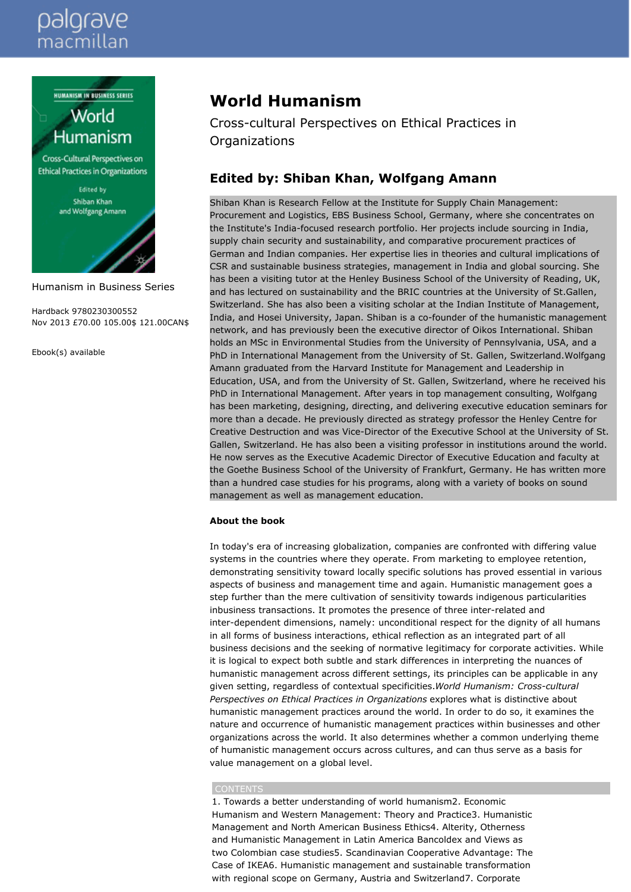palgrave macmillan

# World Humanism

## Cross-cultural Perspectives on Ethical Practices in Organizations

## Edited by: Shiban Khan, Wolfgang Amann

Humanism in Business Series

Hardback 9780230300552
Nov 2013 £70.00 105.00$ 121.00CAN$

Ebook(s) available

Shiban Khan is Research Fellow at the Institute for Supply Chain Management: Procurement and Logistics, EBS Business School, Germany, where she concentrates on the Institute's India-focused research portfolio. Her projects include sourcing in India, supply chain security and sustainability, and comparative procurement practices of German and Indian companies. Her expertise lies in theories and cultural implications of CSR and sustainable business strategies, management in India and global sourcing. She has been a visiting tutor at the Henley Business School of the University of Reading, UK, and has lectured on sustainability and the BRIC countries at the University of St.Gallen, Switzerland. She has also been a visiting scholar at the Indian Institute of Management, India, and Hosei University, Japan. Shiban is a co-founder of the humanistic management network, and has previously been the executive director of Oikos International. Shiban holds an MSc in Environmental Studies from the University of Pennsylvania, USA, and a PhD in International Management from the University of St. Gallen, Switzerland.Wolfgang Amann graduated from the Harvard Institute for Management and Leadership in Education, USA, and from the University of St. Gallen, Switzerland, where he received his PhD in International Management. After years in top management consulting, Wolfgang has been marketing, designing, directing, and delivering executive education seminars for more than a decade. He previously directed as strategy professor the Henley Centre for Creative Destruction and was Vice-Director of the Executive School at the University of St. Gallen, Switzerland. He has also been a visiting professor in institutions around the world. He now serves as the Executive Academic Director of Executive Education and faculty at the Goethe Business School of the University of Frankfurt, Germany. He has written more than a hundred case studies for his programs, along with a variety of books on sound management as well as management education.

**About the book**

In today's era of increasing globalization, companies are confronted with differing value systems in the countries where they operate. From marketing to employee retention, demonstrating sensitivity toward locally specific solutions has proved essential in various aspects of business and management time and again. Humanistic management goes a step further than the mere cultivation of sensitivity towards indigenous particularities inbusiness transactions. It promotes the presence of three inter-related and inter-dependent dimensions, namely: unconditional respect for the dignity of all humans in all forms of business interactions, ethical reflection as an integrated part of all business decisions and the seeking of normative legitimacy for corporate activities. While it is logical to expect both subtle and stark differences in interpreting the nuances of humanistic management across different settings, its principles can be applicable in any given setting, regardless of contextual specificities.*World Humanism: Cross-cultural Perspectives on Ethical Practices in Organizations* explores what is distinctive about humanistic management practices around the world. In order to do so, it examines the nature and occurrence of humanistic management practices within businesses and other organizations across the world. It also determines whether a common underlying theme of humanistic management occurs across cultures, and can thus serve as a basis for value management on a global level.

CONTENTS

1. Towards a better understanding of world humanism2. Economic Humanism and Western Management: Theory and Practice3. Humanistic Management and North American Business Ethics4. Alterity, Otherness and Humanistic Management in Latin America Bancoldex and Views as two Colombian case studies5. Scandinavian Cooperative Advantage: The Case of IKEA6. Humanistic management and sustainable transformation with regional scope on Germany, Austria and Switzerland7. Corporate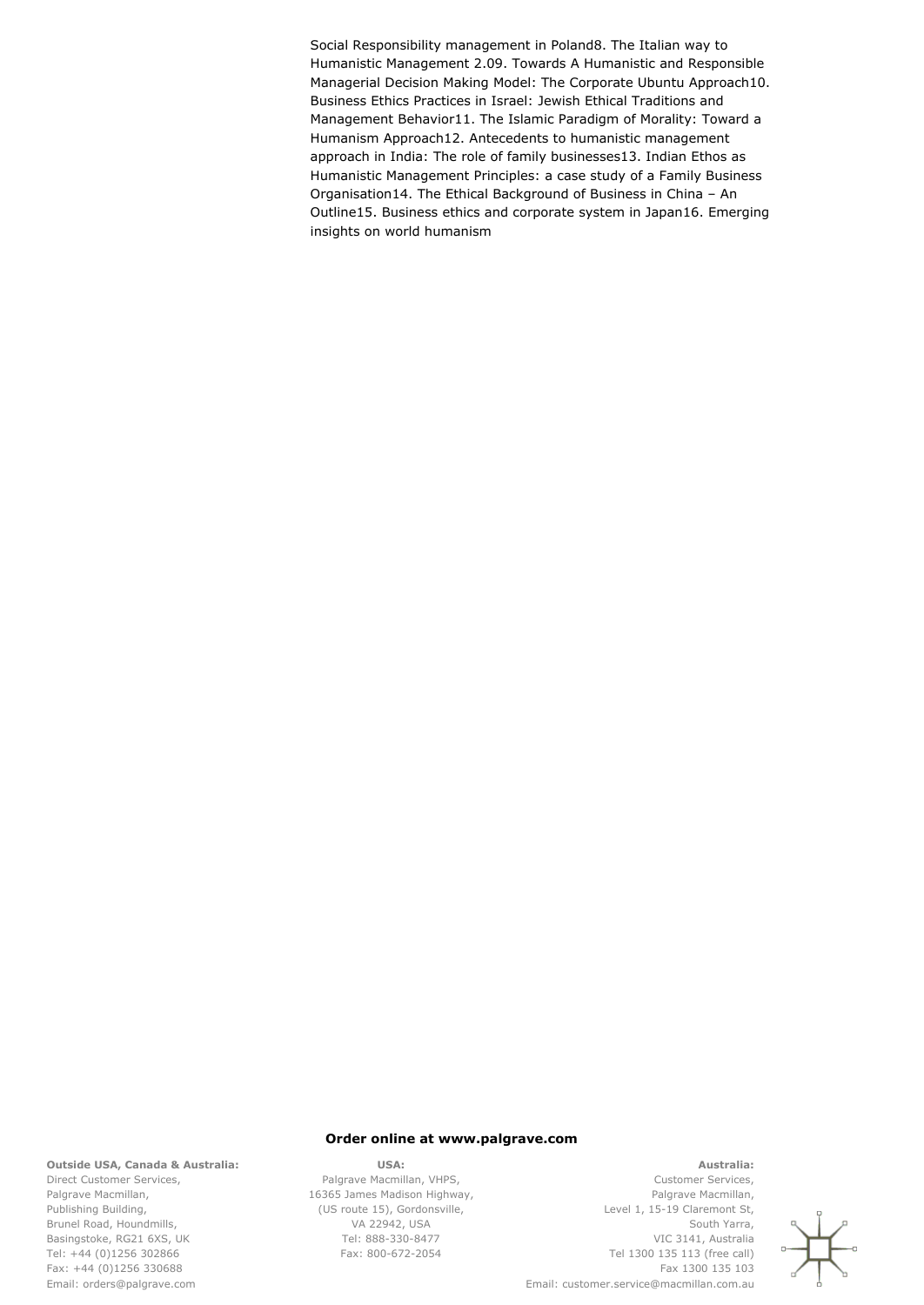Social Responsibility management in Poland8. The Italian way to Humanistic Management 2.09. Towards A Humanistic and Responsible Managerial Decision Making Model: The Corporate Ubuntu Approach10. Business Ethics Practices in Israel: Jewish Ethical Traditions and Management Behavior11. The Islamic Paradigm of Morality: Toward a Humanism Approach12. Antecedents to humanistic management approach in India: The role of family businesses13. Indian Ethos as Humanistic Management Principles: a case study of a Family Business Organisation14. The Ethical Background of Business in China – An Outline15. Business ethics and corporate system in Japan16. Emerging insights on world humanism

**Order online at www.palgrave.com**

**Outside USA, Canada & Australia:**
Direct Customer Services,
Palgrave Macmillan,
Publishing Building,
Brunel Road, Houndmills,
Basingstoke, RG21 6XS, UK
Tel: +44 (0)1256 302866
Fax: +44 (0)1256 330688
Email: orders@palgrave.com

**USA:**
Palgrave Macmillan, VHPS,
16365 James Madison Highway,
(US route 15), Gordonsville,
VA 22942, USA
Tel: 888-330-8477
Fax: 800-672-2054

**Australia:**
Customer Services,
Palgrave Macmillan,
Level 1, 15-19 Claremont St,
South Yarra,
VIC 3141, Australia
Tel 1300 135 113 (free call)
Fax 1300 135 103
Email: customer.service@macmillan.com.au